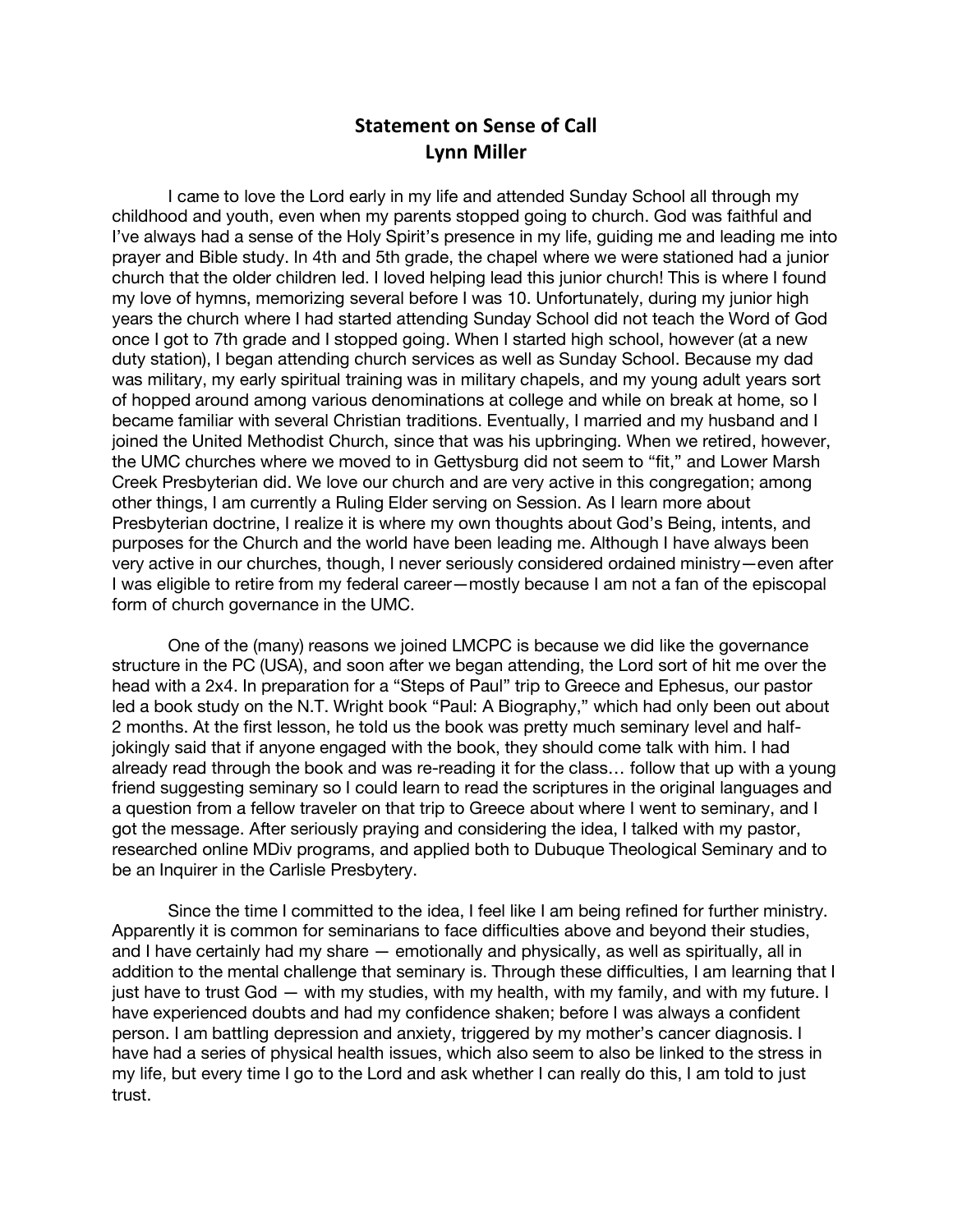# Statement on Sense of Call
## Lynn Miller

I came to love the Lord early in my life and attended Sunday School all through my childhood and youth, even when my parents stopped going to church. God was faithful and I've always had a sense of the Holy Spirit's presence in my life, guiding me and leading me into prayer and Bible study. In 4th and 5th grade, the chapel where we were stationed had a junior church that the older children led. I loved helping lead this junior church! This is where I found my love of hymns, memorizing several before I was 10. Unfortunately, during my junior high years the church where I had started attending Sunday School did not teach the Word of God once I got to 7th grade and I stopped going. When I started high school, however (at a new duty station), I began attending church services as well as Sunday School. Because my dad was military, my early spiritual training was in military chapels, and my young adult years sort of hopped around among various denominations at college and while on break at home, so I became familiar with several Christian traditions. Eventually, I married and my husband and I joined the United Methodist Church, since that was his upbringing. When we retired, however, the UMC churches where we moved to in Gettysburg did not seem to "fit," and Lower Marsh Creek Presbyterian did. We love our church and are very active in this congregation; among other things, I am currently a Ruling Elder serving on Session. As I learn more about Presbyterian doctrine, I realize it is where my own thoughts about God's Being, intents, and purposes for the Church and the world have been leading me. Although I have always been very active in our churches, though, I never seriously considered ordained ministry—even after I was eligible to retire from my federal career—mostly because I am not a fan of the episcopal form of church governance in the UMC.

One of the (many) reasons we joined LMCPC is because we did like the governance structure in the PC (USA), and soon after we began attending, the Lord sort of hit me over the head with a 2x4. In preparation for a "Steps of Paul" trip to Greece and Ephesus, our pastor led a book study on the N.T. Wright book "Paul: A Biography," which had only been out about 2 months. At the first lesson, he told us the book was pretty much seminary level and half-jokingly said that if anyone engaged with the book, they should come talk with him. I had already read through the book and was re-reading it for the class… follow that up with a young friend suggesting seminary so I could learn to read the scriptures in the original languages and a question from a fellow traveler on that trip to Greece about where I went to seminary, and I got the message. After seriously praying and considering the idea, I talked with my pastor, researched online MDiv programs, and applied both to Dubuque Theological Seminary and to be an Inquirer in the Carlisle Presbytery.

Since the time I committed to the idea, I feel like I am being refined for further ministry. Apparently it is common for seminarians to face difficulties above and beyond their studies, and I have certainly had my share — emotionally and physically, as well as spiritually, all in addition to the mental challenge that seminary is. Through these difficulties, I am learning that I just have to trust God — with my studies, with my health, with my family, and with my future. I have experienced doubts and had my confidence shaken; before I was always a confident person. I am battling depression and anxiety, triggered by my mother's cancer diagnosis. I have had a series of physical health issues, which also seem to also be linked to the stress in my life, but every time I go to the Lord and ask whether I can really do this, I am told to just trust.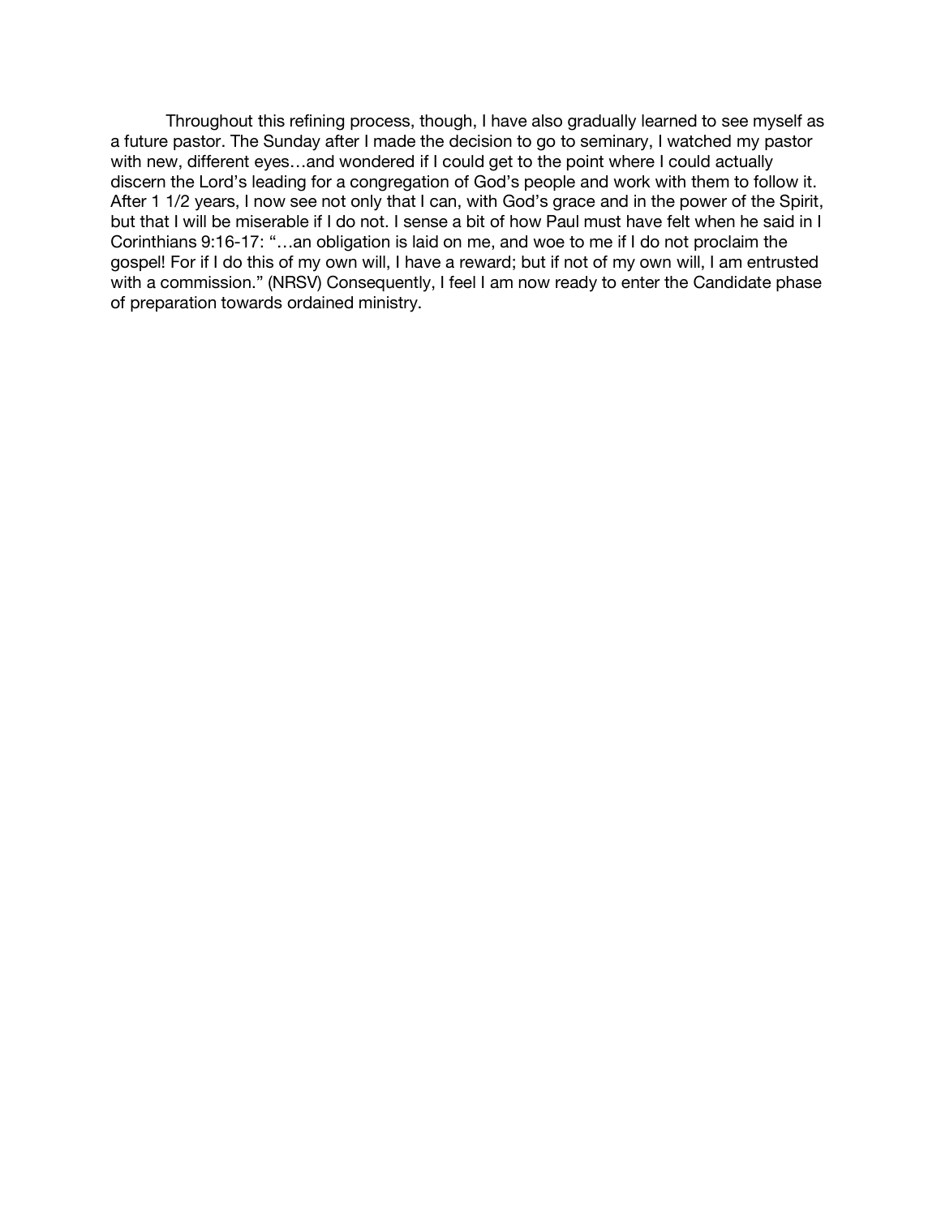Throughout this refining process, though, I have also gradually learned to see myself as a future pastor. The Sunday after I made the decision to go to seminary, I watched my pastor with new, different eyes…and wondered if I could get to the point where I could actually discern the Lord's leading for a congregation of God's people and work with them to follow it. After 1 1/2 years, I now see not only that I can, with God's grace and in the power of the Spirit, but that I will be miserable if I do not. I sense a bit of how Paul must have felt when he said in I Corinthians 9:16-17: "…an obligation is laid on me, and woe to me if I do not proclaim the gospel! For if I do this of my own will, I have a reward; but if not of my own will, I am entrusted with a commission." (NRSV) Consequently, I feel I am now ready to enter the Candidate phase of preparation towards ordained ministry.